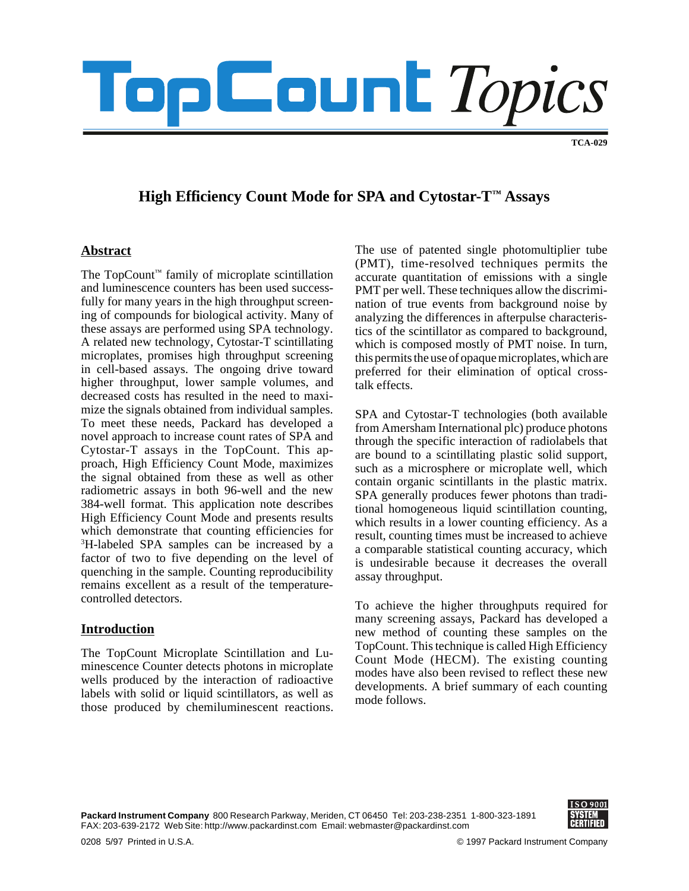# TopCount *Topics*

TCA-029

## High Efficiency Count Mode for SPA and Cytostar-T™ Assays

### Abstract

The TopCount™ family of microplate scintillation and luminescence counters has been used successfully for many years in the high throughput screening of compounds for biological activity. Many of these assays are performed using SPA technology. A related new technology, Cytostar-T scintillating microplates, promises high throughput screening in cell-based assays. The ongoing drive toward higher throughput, lower sample volumes, and decreased costs has resulted in the need to maximize the signals obtained from individual samples. To meet these needs, Packard has developed a novel approach to increase count rates of SPA and Cytostar-T assays in the TopCount. This approach, High Efficiency Count Mode, maximizes the signal obtained from these as well as other radiometric assays in both 96-well and the new 384-well format. This application note describes High Efficiency Count Mode and presents results which demonstrate that counting efficiencies for $^{3}$H-labeled SPA samples can be increased by a factor of two to five depending on the level of quenching in the sample. Counting reproducibility remains excellent as a result of the temperature-controlled detectors.

### Introduction

The TopCount Microplate Scintillation and Luminescence Counter detects photons in microplate wells produced by the interaction of radioactive labels with solid or liquid scintillators, as well as those produced by chemiluminescent reactions. The use of patented single photomultiplier tube (PMT), time-resolved techniques permits the accurate quantitation of emissions with a single PMT per well. These techniques allow the discrimination of true events from background noise by analyzing the differences in afterpulse characteristics of the scintillator as compared to background, which is composed mostly of PMT noise. In turn, this permits the use of opaque microplates, which are preferred for their elimination of optical cross-talk effects.

SPA and Cytostar-T technologies (both available from Amersham International plc) produce photons through the specific interaction of radiolabels that are bound to a scintillating plastic solid support, such as a microsphere or microplate well, which contain organic scintillants in the plastic matrix. SPA generally produces fewer photons than traditional homogeneous liquid scintillation counting, which results in a lower counting efficiency. As a result, counting times must be increased to achieve a comparable statistical counting accuracy, which is undesirable because it decreases the overall assay throughput.

To achieve the higher throughputs required for many screening assays, Packard has developed a new method of counting these samples on the TopCount. This technique is called High Efficiency Count Mode (HECM). The existing counting modes have also been revised to reflect these new developments. A brief summary of each counting mode follows.

**Packard Instrument Company** 800 Research Parkway, Meriden, CT 06450 Tel: 203-238-2351 1-800-323-1891
FAX: 203-639-2172 Web Site: http://www.packardinst.com Email: webmaster@packardinst.com

ISO 9001 SYSTEM CERTIFIED

0208 5/97 Printed in U.S.A. © 1997 Packard Instrument Company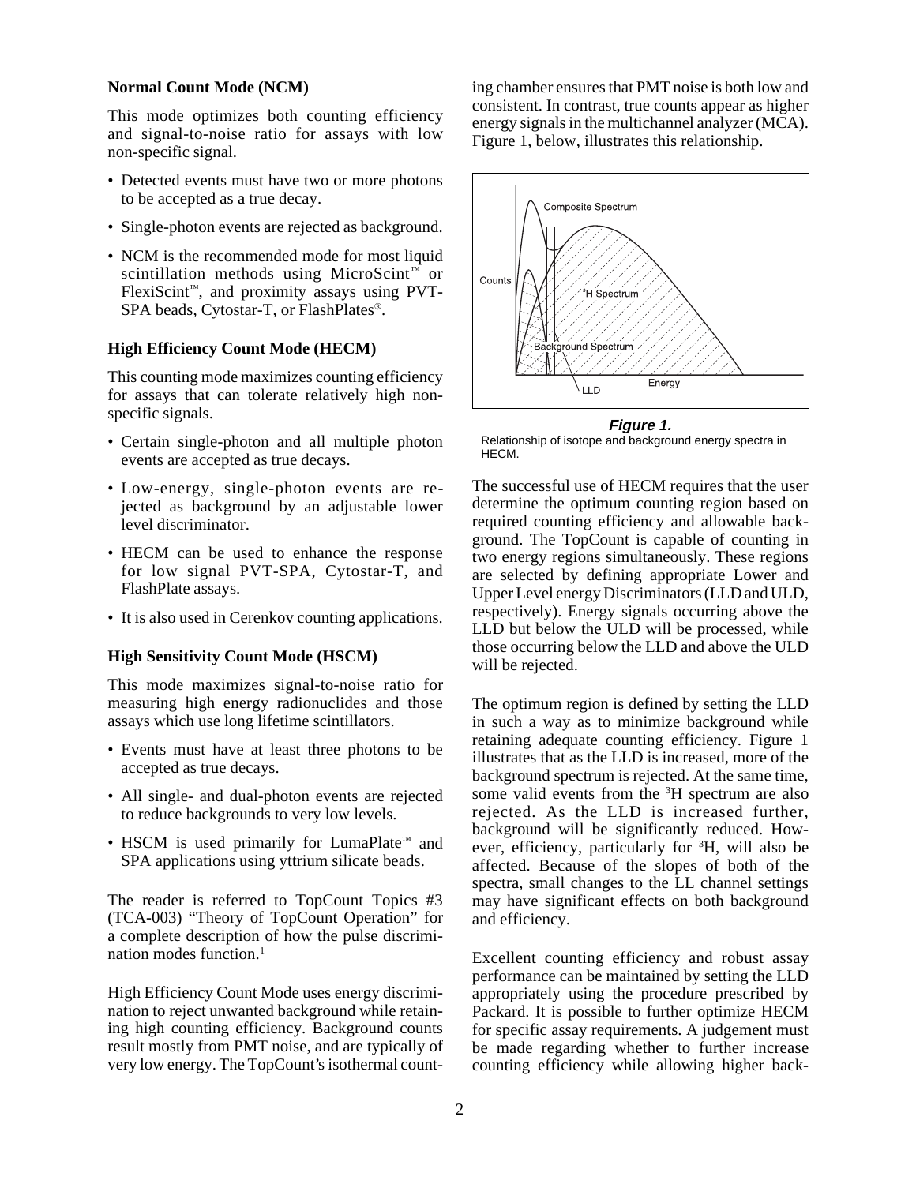### Normal Count Mode (NCM)

This mode optimizes both counting efficiency and signal-to-noise ratio for assays with low non-specific signal.

- Detected events must have two or more photons to be accepted as a true decay.
- Single-photon events are rejected as background.
- NCM is the recommended mode for most liquid scintillation methods using MicroScint™ or FlexiScint™, and proximity assays using PVT-SPA beads, Cytostar-T, or FlashPlates®.

### High Efficiency Count Mode (HECM)

This counting mode maximizes counting efficiency for assays that can tolerate relatively high non-specific signals.

- Certain single-photon and all multiple photon events are accepted as true decays.
- Low-energy, single-photon events are rejected as background by an adjustable lower level discriminator.
- HECM can be used to enhance the response for low signal PVT-SPA, Cytostar-T, and FlashPlate assays.
- It is also used in Cerenkov counting applications.

### High Sensitivity Count Mode (HSCM)

This mode maximizes signal-to-noise ratio for measuring high energy radionuclides and those assays which use long lifetime scintillators.

- Events must have at least three photons to be accepted as true decays.
- All single- and dual-photon events are rejected to reduce backgrounds to very low levels.
- HSCM is used primarily for LumaPlate™ and SPA applications using yttrium silicate beads.

The reader is referred to TopCount Topics #3 (TCA-003) "Theory of TopCount Operation" for a complete description of how the pulse discrimination modes function.[1]

High Efficiency Count Mode uses energy discrimination to reject unwanted background while retaining high counting efficiency. Background counts result mostly from PMT noise, and are typically of very low energy. The TopCount's isothermal counting chamber ensures that PMT noise is both low and consistent. In contrast, true counts appear as higher energy signals in the multichannel analyzer (MCA). Figure 1, below, illustrates this relationship.

***Figure 1.***
Relationship of isotope and background energy spectra in HECM.

The successful use of HECM requires that the user determine the optimum counting region based on required counting efficiency and allowable background. The TopCount is capable of counting in two energy regions simultaneously. These regions are selected by defining appropriate Lower and Upper Level energy Discriminators (LLD and ULD, respectively). Energy signals occurring above the LLD but below the ULD will be processed, while those occurring below the LLD and above the ULD will be rejected.

The optimum region is defined by setting the LLD in such a way as to minimize background while retaining adequate counting efficiency. Figure 1 illustrates that as the LLD is increased, more of the background spectrum is rejected. At the same time, some valid events from the $^{3}H$ spectrum are also rejected. As the LLD is increased further, background will be significantly reduced. However, efficiency, particularly for $^{3}H$, will also be affected. Because of the slopes of both of the spectra, small changes to the LL channel settings may have significant effects on both background and efficiency.

Excellent counting efficiency and robust assay performance can be maintained by setting the LLD appropriately using the procedure prescribed by Packard. It is possible to further optimize HECM for specific assay requirements. A judgement must be made regarding whether to further increase counting efficiency while allowing higher back-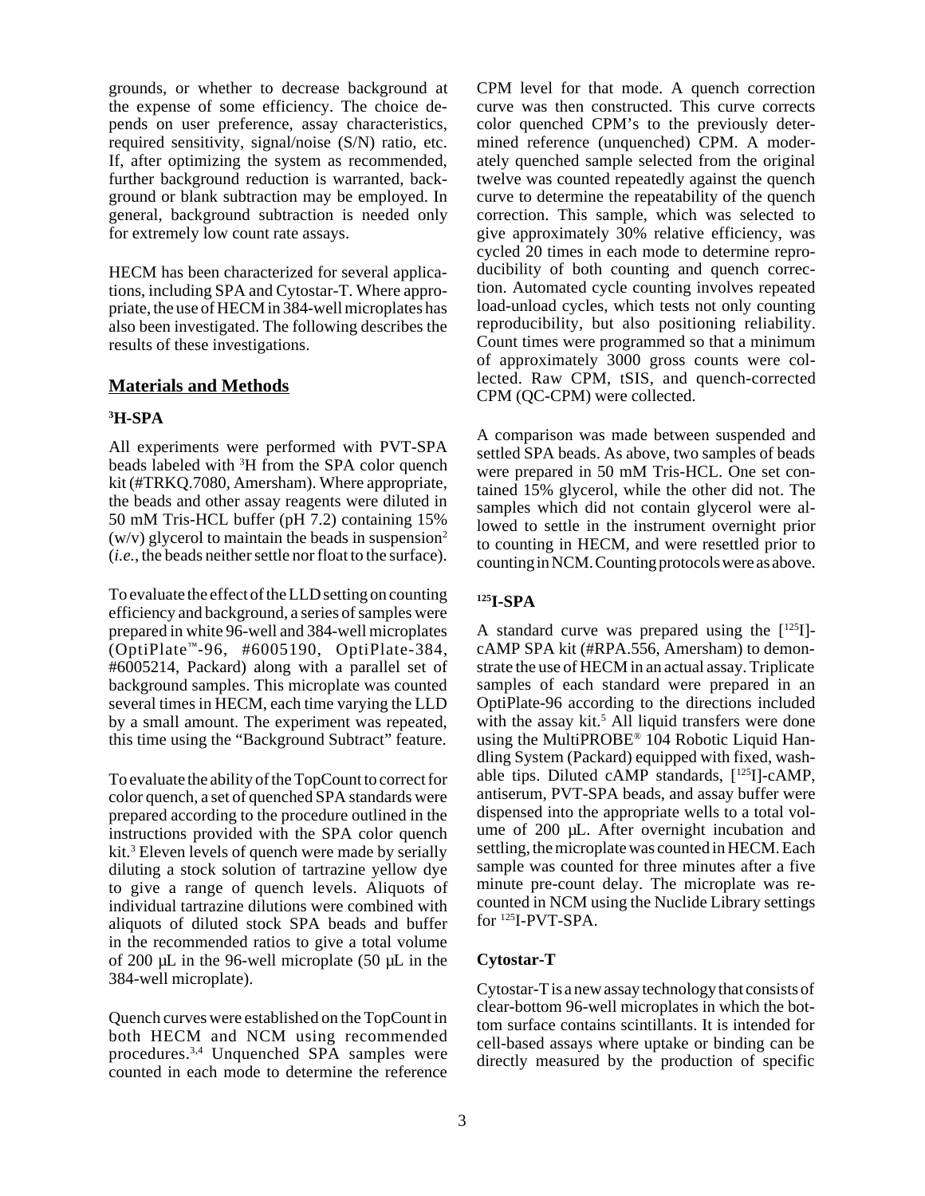grounds, or whether to decrease background at the expense of some efficiency. The choice depends on user preference, assay characteristics, required sensitivity, signal/noise (S/N) ratio, etc. If, after optimizing the system as recommended, further background reduction is warranted, background or blank subtraction may be employed. In general, background subtraction is needed only for extremely low count rate assays.

HECM has been characterized for several applications, including SPA and Cytostar-T. Where appropriate, the use of HECM in 384-well microplates has also been investigated. The following describes the results of these investigations.

## Materials and Methods

### $^{3}$H-SPA

All experiments were performed with PVT-SPA beads labeled with $^{3}$H from the SPA color quench kit (#TRKQ.7080, Amersham). Where appropriate, the beads and other assay reagents were diluted in 50 mM Tris-HCL buffer (pH 7.2) containing 15% (w/v) glycerol to maintain the beads in suspension[2] (*i.e.*, the beads neither settle nor float to the surface).

To evaluate the effect of the LLD setting on counting efficiency and background, a series of samples were prepared in white 96-well and 384-well microplates (OptiPlate™-96, #6005190, OptiPlate-384, #6005214, Packard) along with a parallel set of background samples. This microplate was counted several times in HECM, each time varying the LLD by a small amount. The experiment was repeated, this time using the "Background Subtract" feature.

To evaluate the ability of the TopCount to correct for color quench, a set of quenched SPA standards were prepared according to the procedure outlined in the instructions provided with the SPA color quench kit.[3] Eleven levels of quench were made by serially diluting a stock solution of tartrazine yellow dye to give a range of quench levels. Aliquots of individual tartrazine dilutions were combined with aliquots of diluted stock SPA beads and buffer in the recommended ratios to give a total volume of 200 µL in the 96-well microplate (50 µL in the 384-well microplate).

Quench curves were established on the TopCount in both HECM and NCM using recommended procedures.[3,4] Unquenched SPA samples were counted in each mode to determine the reference CPM level for that mode. A quench correction curve was then constructed. This curve corrects color quenched CPM's to the previously determined reference (unquenched) CPM. A moderately quenched sample selected from the original twelve was counted repeatedly against the quench curve to determine the repeatability of the quench correction. This sample, which was selected to give approximately 30% relative efficiency, was cycled 20 times in each mode to determine reproducibility of both counting and quench correction. Automated cycle counting involves repeated load-unload cycles, which tests not only counting reproducibility, but also positioning reliability. Count times were programmed so that a minimum of approximately 3000 gross counts were collected. Raw CPM, tSIS, and quench-corrected CPM (QC-CPM) were collected.

A comparison was made between suspended and settled SPA beads. As above, two samples of beads were prepared in 50 mM Tris-HCL. One set contained 15% glycerol, while the other did not. The samples which did not contain glycerol were allowed to settle in the instrument overnight prior to counting in HECM, and were resettled prior to counting in NCM. Counting protocols were as above.

### $^{125}$I-SPA

A standard curve was prepared using the [$^{125}$I]-cAMP SPA kit (#RPA.556, Amersham) to demonstrate the use of HECM in an actual assay. Triplicate samples of each standard were prepared in an OptiPlate-96 according to the directions included with the assay kit.[5] All liquid transfers were done using the MultiPROBE® 104 Robotic Liquid Handling System (Packard) equipped with fixed, washable tips. Diluted cAMP standards, [$^{125}$I]-cAMP, antiserum, PVT-SPA beads, and assay buffer were dispensed into the appropriate wells to a total volume of 200 µL. After overnight incubation and settling, the microplate was counted in HECM. Each sample was counted for three minutes after a five minute pre-count delay. The microplate was recounted in NCM using the Nuclide Library settings for $^{125}$I-PVT-SPA.

### Cytostar-T

Cytostar-T is a new assay technology that consists of clear-bottom 96-well microplates in which the bottom surface contains scintillants. It is intended for cell-based assays where uptake or binding can be directly measured by the production of specific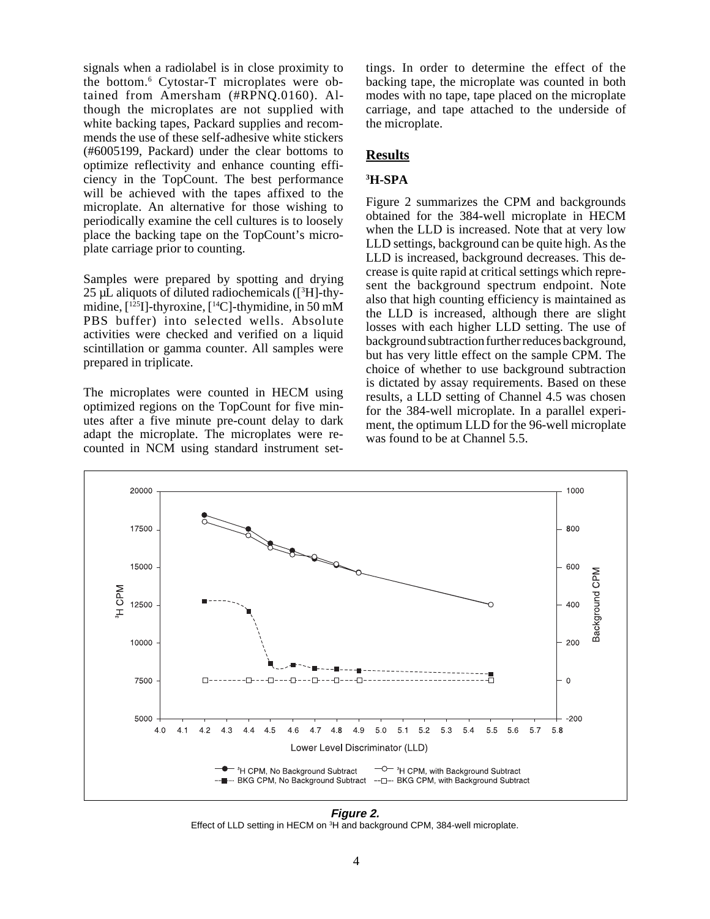signals when a radiolabel is in close proximity to the bottom.[6] Cytostar-T microplates were obtained from Amersham (#RPNQ.0160). Although the microplates are not supplied with white backing tapes, Packard supplies and recommends the use of these self-adhesive white stickers (#6005199, Packard) under the clear bottoms to optimize reflectivity and enhance counting efficiency in the TopCount. The best performance will be achieved with the tapes affixed to the microplate. An alternative for those wishing to periodically examine the cell cultures is to loosely place the backing tape on the TopCount's microplate carriage prior to counting.

Samples were prepared by spotting and drying 25 µL aliquots of diluted radiochemicals ([$^{3}$H]-thymidine, [$^{125}$I]-thyroxine, [$^{14}$C]-thymidine, in 50 mM PBS buffer) into selected wells. Absolute activities were checked and verified on a liquid scintillation or gamma counter. All samples were prepared in triplicate.

The microplates were counted in HECM using optimized regions on the TopCount for five minutes after a five minute pre-count delay to dark adapt the microplate. The microplates were recounted in NCM using standard instrument settings. In order to determine the effect of the backing tape, the microplate was counted in both modes with no tape, tape placed on the microplate carriage, and tape attached to the underside of the microplate.

## Results

### $^{3}$H-SPA

Figure 2 summarizes the CPM and backgrounds obtained for the 384-well microplate in HECM when the LLD is increased. Note that at very low LLD settings, background can be quite high. As the LLD is increased, background decreases. This decrease is quite rapid at critical settings which represent the background spectrum endpoint. Note also that high counting efficiency is maintained as the LLD is increased, although there are slight losses with each higher LLD setting. The use of background subtraction further reduces background, but has very little effect on the sample CPM. The choice of whether to use background subtraction is dictated by assay requirements. Based on these results, a LLD setting of Channel 4.5 was chosen for the 384-well microplate. In a parallel experiment, the optimum LLD for the 96-well microplate was found to be at Channel 5.5.

***Figure 2.***
Effect of LLD setting in HECM on $^{3}$H and background CPM, 384-well microplate.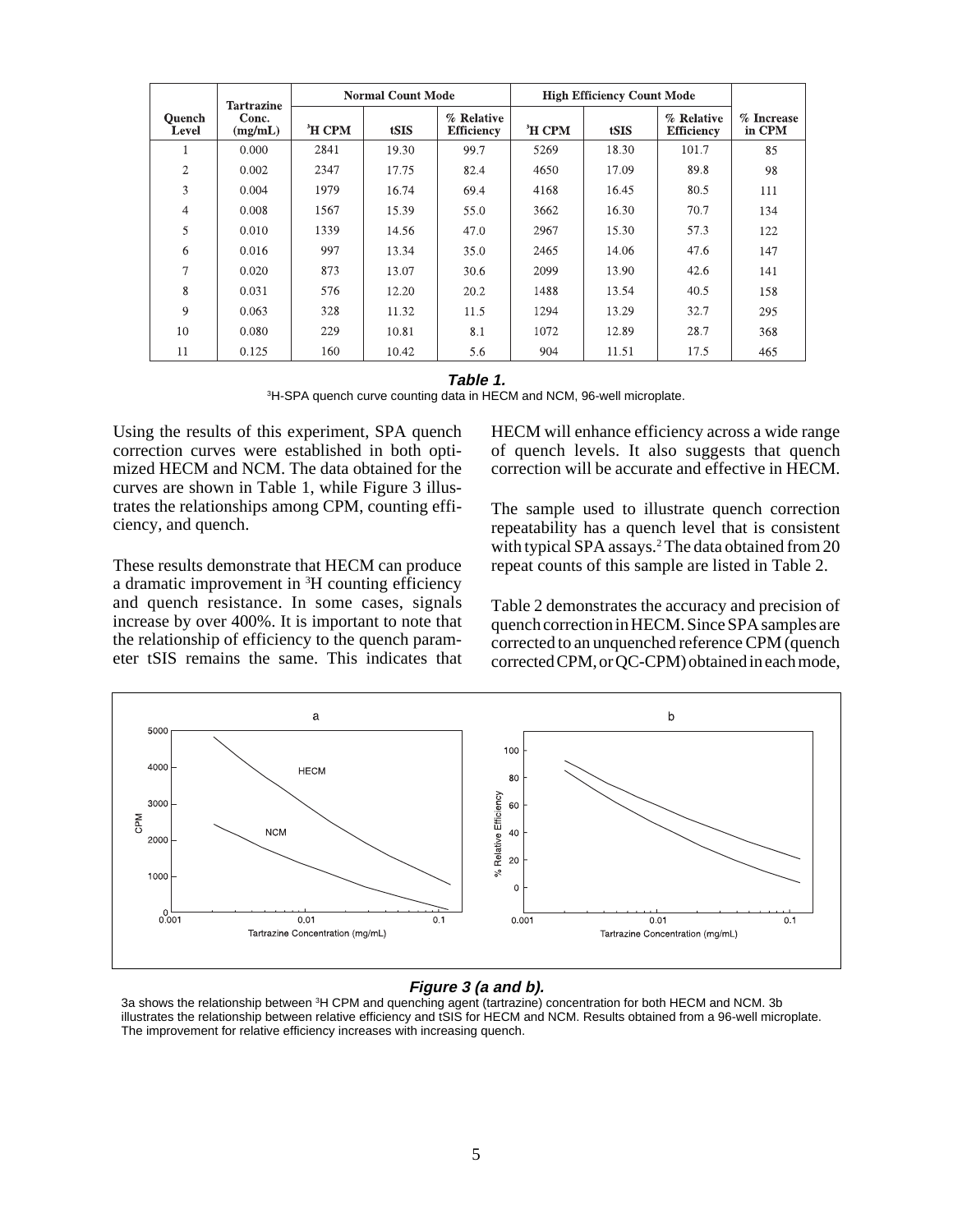| Quench Level | Tartrazine Conc. (mg/mL) | Normal Count Mode | | | High Efficiency Count Mode | | | % Increase in CPM |
|---|---|---|---|---|---|---|---|---|
| | | $^3$H CPM | tSIS | % Relative Efficiency | $^3$H CPM | tSIS | % Relative Efficiency | |
| 1 | 0.000 | 2841 | 19.30 | 99.7 | 5269 | 18.30 | 101.7 | 85 |
| 2 | 0.002 | 2347 | 17.75 | 82.4 | 4650 | 17.09 | 89.8 | 98 |
| 3 | 0.004 | 1979 | 16.74 | 69.4 | 4168 | 16.45 | 80.5 | 111 |
| 4 | 0.008 | 1567 | 15.39 | 55.0 | 3662 | 16.30 | 70.7 | 134 |
| 5 | 0.010 | 1339 | 14.56 | 47.0 | 2967 | 15.30 | 57.3 | 122 |
| 6 | 0.016 | 997 | 13.34 | 35.0 | 2465 | 14.06 | 47.6 | 147 |
| 7 | 0.020 | 873 | 13.07 | 30.6 | 2099 | 13.90 | 42.6 | 141 |
| 8 | 0.031 | 576 | 12.20 | 20.2 | 1488 | 13.54 | 40.5 | 158 |
| 9 | 0.063 | 328 | 11.32 | 11.5 | 1294 | 13.29 | 32.7 | 295 |
| 10 | 0.080 | 229 | 10.81 | 8.1 | 1072 | 12.89 | 28.7 | 368 |
| 11 | 0.125 | 160 | 10.42 | 5.6 | 904 | 11.51 | 17.5 | 465 |

***Table 1.***
$^3$H-SPA quench curve counting data in HECM and NCM, 96-well microplate.

Using the results of this experiment, SPA quench correction curves were established in both optimized HECM and NCM. The data obtained for the curves are shown in Table 1, while Figure 3 illustrates the relationships among CPM, counting efficiency, and quench.

These results demonstrate that HECM can produce a dramatic improvement in $^3$H counting efficiency and quench resistance. In some cases, signals increase by over 400%. It is important to note that the relationship of efficiency to the quench parameter tSIS remains the same. This indicates that HECM will enhance efficiency across a wide range of quench levels. It also suggests that quench correction will be accurate and effective in HECM.

The sample used to illustrate quench correction repeatability has a quench level that is consistent with typical SPA assays.[2] The data obtained from 20 repeat counts of this sample are listed in Table 2.

Table 2 demonstrates the accuracy and precision of quench correction in HECM. Since SPA samples are corrected to an unquenched reference CPM (quench corrected CPM, or QC-CPM) obtained in each mode,

***Figure 3 (a and b).***
3a shows the relationship between $^3$H CPM and quenching agent (tartrazine) concentration for both HECM and NCM. 3b illustrates the relationship between relative efficiency and tSIS for HECM and NCM. Results obtained from a 96-well microplate. The improvement for relative efficiency increases with increasing quench.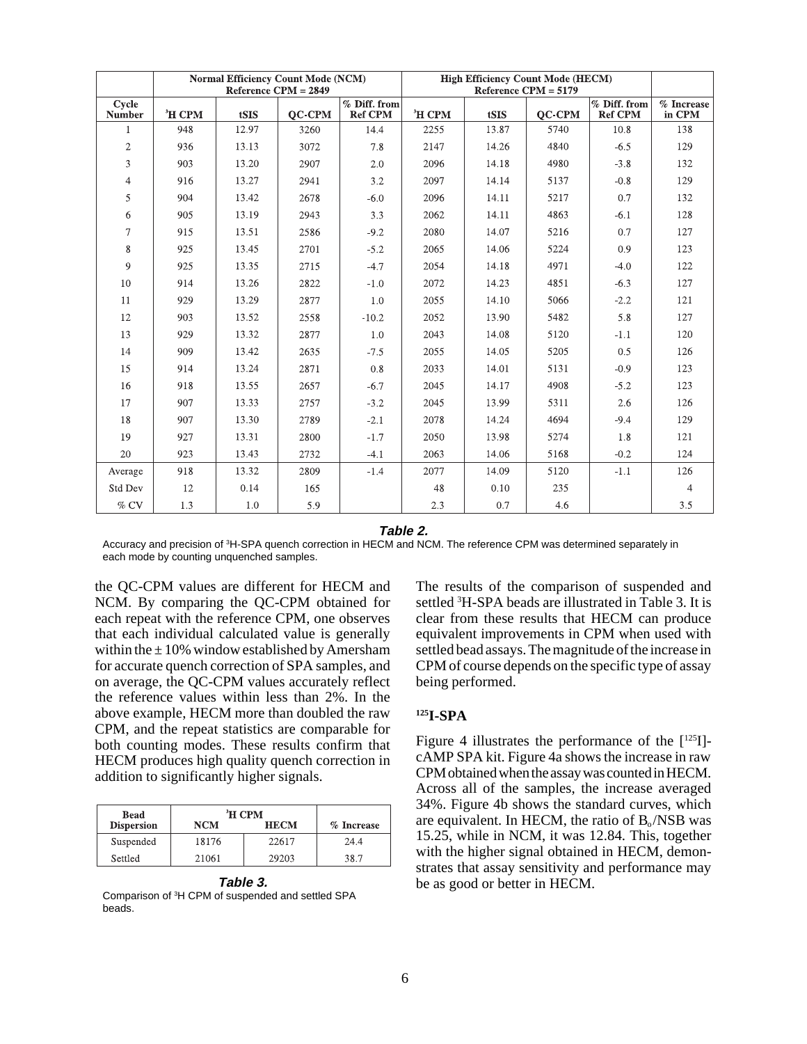| | Normal Efficiency Count Mode (NCM) Reference CPM = 2849 | | | | High Efficiency Count Mode (HECM) Reference CPM = 5179 | | | | |
|---|---|---|---|---|---|---|---|---|---|
| Cycle Number | $^{3}$H CPM | tSIS | QC-CPM | % Diff. from Ref CPM | $^{3}$H CPM | tSIS | QC-CPM | % Diff. from Ref CPM | % Increase in CPM |
| 1 | 948 | 12.97 | 3260 | 14.4 | 2255 | 13.87 | 5740 | 10.8 | 138 |
| 2 | 936 | 13.13 | 3072 | 7.8 | 2147 | 14.26 | 4840 | -6.5 | 129 |
| 3 | 903 | 13.20 | 2907 | 2.0 | 2096 | 14.18 | 4980 | -3.8 | 132 |
| 4 | 916 | 13.27 | 2941 | 3.2 | 2097 | 14.14 | 5137 | -0.8 | 129 |
| 5 | 904 | 13.42 | 2678 | -6.0 | 2096 | 14.11 | 5217 | 0.7 | 132 |
| 6 | 905 | 13.19 | 2943 | 3.3 | 2062 | 14.11 | 4863 | -6.1 | 128 |
| 7 | 915 | 13.51 | 2586 | -9.2 | 2080 | 14.07 | 5216 | 0.7 | 127 |
| 8 | 925 | 13.45 | 2701 | -5.2 | 2065 | 14.06 | 5224 | 0.9 | 123 |
| 9 | 925 | 13.35 | 2715 | -4.7 | 2054 | 14.18 | 4971 | -4.0 | 122 |
| 10 | 914 | 13.26 | 2822 | -1.0 | 2072 | 14.23 | 4851 | -6.3 | 127 |
| 11 | 929 | 13.29 | 2877 | 1.0 | 2055 | 14.10 | 5066 | -2.2 | 121 |
| 12 | 903 | 13.52 | 2558 | -10.2 | 2052 | 13.90 | 5482 | 5.8 | 127 |
| 13 | 929 | 13.32 | 2877 | 1.0 | 2043 | 14.08 | 5120 | -1.1 | 120 |
| 14 | 909 | 13.42 | 2635 | -7.5 | 2055 | 14.05 | 5205 | 0.5 | 126 |
| 15 | 914 | 13.24 | 2871 | 0.8 | 2033 | 14.01 | 5131 | -0.9 | 123 |
| 16 | 918 | 13.55 | 2657 | -6.7 | 2045 | 14.17 | 4908 | -5.2 | 123 |
| 17 | 907 | 13.33 | 2757 | -3.2 | 2045 | 13.99 | 5311 | 2.6 | 126 |
| 18 | 907 | 13.30 | 2789 | -2.1 | 2078 | 14.24 | 4694 | -9.4 | 129 |
| 19 | 927 | 13.31 | 2800 | -1.7 | 2050 | 13.98 | 5274 | 1.8 | 121 |
| 20 | 923 | 13.43 | 2732 | -4.1 | 2063 | 14.06 | 5168 | -0.2 | 124 |
| Average | 918 | 13.32 | 2809 | -1.4 | 2077 | 14.09 | 5120 | -1.1 | 126 |
| Std Dev | 12 | 0.14 | 165 | | 48 | 0.10 | 235 | | 4 |
| % CV | 1.3 | 1.0 | 5.9 | | 2.3 | 0.7 | 4.6 | | 3.5 |

***Table 2.***

Accuracy and precision of $^{3}$H-SPA quench correction in HECM and NCM. The reference CPM was determined separately in each mode by counting unquenched samples.

the QC-CPM values are different for HECM and NCM. By comparing the QC-CPM obtained for each repeat with the reference CPM, one observes that each individual calculated value is generally within the ± 10% window established by Amersham for accurate quench correction of SPA samples, and on average, the QC-CPM values accurately reflect the reference values within less than 2%. In the above example, HECM more than doubled the raw CPM, and the repeat statistics are comparable for both counting modes. These results confirm that HECM produces high quality quench correction in addition to significantly higher signals.

| Bead Dispersion | $^{3}$H CPM | | % Increase |
|---|---|---|---|
| | NCM | HECM | |
| Suspended | 18176 | 22617 | 24.4 |
| Settled | 21061 | 29203 | 38.7 |

***Table 3.***

Comparison of $^{3}$H CPM of suspended and settled SPA beads.

The results of the comparison of suspended and settled $^{3}$H-SPA beads are illustrated in Table 3. It is clear from these results that HECM can produce equivalent improvements in CPM when used with settled bead assays. The magnitude of the increase in CPM of course depends on the specific type of assay being performed.

## $^{125}$I-SPA

Figure 4 illustrates the performance of the [$^{125}$I]-cAMP SPA kit. Figure 4a shows the increase in raw CPM obtained when the assay was counted in HECM. Across all of the samples, the increase averaged 34%. Figure 4b shows the standard curves, which are equivalent. In HECM, the ratio of $B_o$/NSB was 15.25, while in NCM, it was 12.84. This, together with the higher signal obtained in HECM, demonstrates that assay sensitivity and performance may be as good or better in HECM.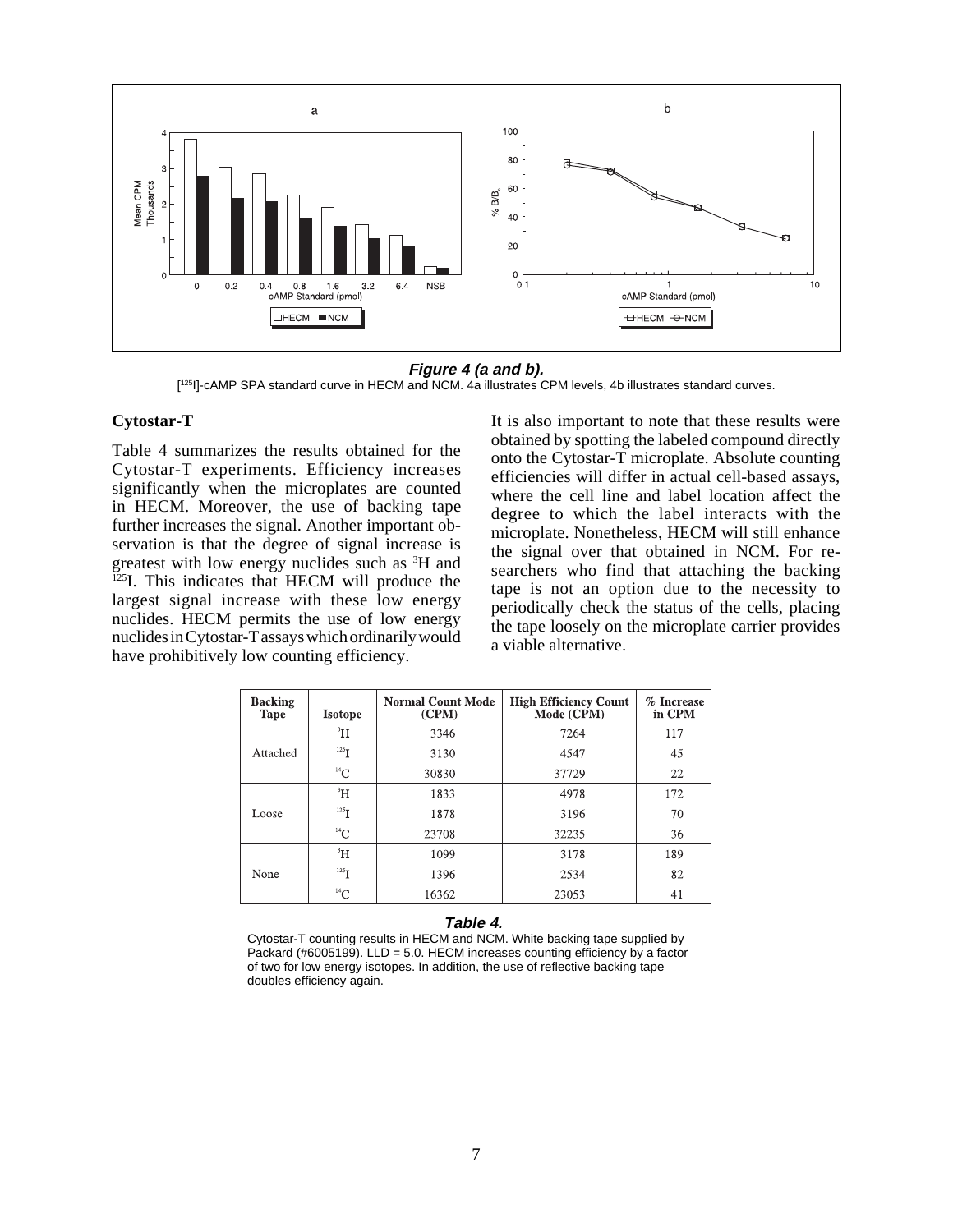**Figure 4 (a and b).**

[$^{125}$I]-cAMP SPA standard curve in HECM and NCM. 4a illustrates CPM levels, 4b illustrates standard curves.

### Cytostar-T

Table 4 summarizes the results obtained for the Cytostar-T experiments. Efficiency increases significantly when the microplates are counted in HECM. Moreover, the use of backing tape further increases the signal. Another important observation is that the degree of signal increase is greatest with low energy nuclides such as $^{3}$H and $^{125}$I. This indicates that HECM will produce the largest signal increase with these low energy nuclides. HECM permits the use of low energy nuclides in Cytostar-T assays which ordinarily would have prohibitively low counting efficiency.

It is also important to note that these results were obtained by spotting the labeled compound directly onto the Cytostar-T microplate. Absolute counting efficiencies will differ in actual cell-based assays, where the cell line and label location affect the degree to which the label interacts with the microplate. Nonetheless, HECM will still enhance the signal over that obtained in NCM. For researchers who find that attaching the backing tape is not an option due to the necessity to periodically check the status of the cells, placing the tape loosely on the microplate carrier provides a viable alternative.

| Backing Tape | Isotope | Normal Count Mode (CPM) | High Efficiency Count Mode (CPM) | % Increase in CPM |
|---|---|---|---|---|
| Attached | $^{3}$H | 3346 | 7264 | 117 |
| | $^{125}$I | 3130 | 4547 | 45 |
| | $^{14}$C | 30830 | 37729 | 22 |
| Loose | $^{3}$H | 1833 | 4978 | 172 |
| | $^{125}$I | 1878 | 3196 | 70 |
| | $^{14}$C | 23708 | 32235 | 36 |
| None | $^{3}$H | 1099 | 3178 | 189 |
| | $^{125}$I | 1396 | 2534 | 82 |
| | $^{14}$C | 16362 | 23053 | 41 |

**Table 4.**

Cytostar-T counting results in HECM and NCM. White backing tape supplied by Packard (#6005199). LLD = 5.0. HECM increases counting efficiency by a factor of two for low energy isotopes. In addition, the use of reflective backing tape doubles efficiency again.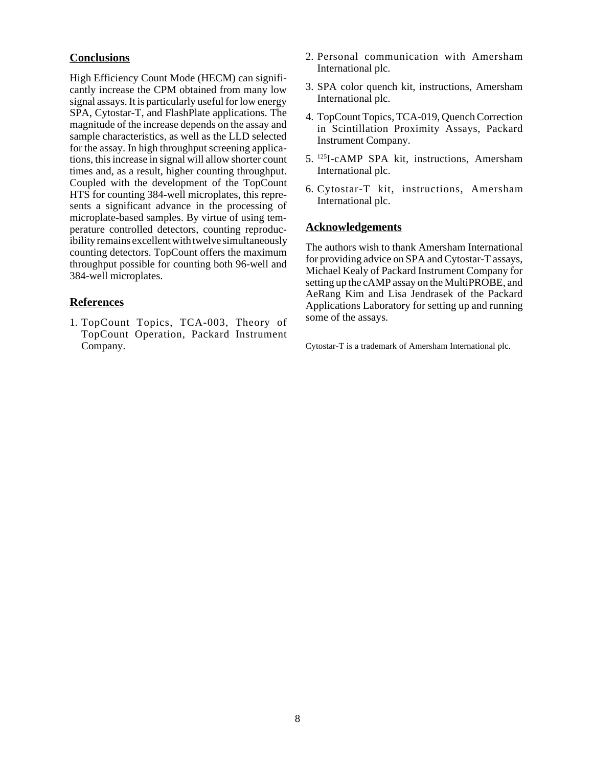## Conclusions

High Efficiency Count Mode (HECM) can significantly increase the CPM obtained from many low signal assays. It is particularly useful for low energy SPA, Cytostar-T, and FlashPlate applications. The magnitude of the increase depends on the assay and sample characteristics, as well as the LLD selected for the assay. In high throughput screening applications, this increase in signal will allow shorter count times and, as a result, higher counting throughput. Coupled with the development of the TopCount HTS for counting 384-well microplates, this represents a significant advance in the processing of microplate-based samples. By virtue of using temperature controlled detectors, counting reproducibility remains excellent with twelve simultaneously counting detectors. TopCount offers the maximum throughput possible for counting both 96-well and 384-well microplates.

## References

1. TopCount Topics, TCA-003, Theory of TopCount Operation, Packard Instrument Company.
2. Personal communication with Amersham International plc.
3. SPA color quench kit, instructions, Amersham International plc.
4. TopCount Topics, TCA-019, Quench Correction in Scintillation Proximity Assays, Packard Instrument Company.
5. $^{125}$I-cAMP SPA kit, instructions, Amersham International plc.
6. Cytostar-T kit, instructions, Amersham International plc.

## Acknowledgements

The authors wish to thank Amersham International for providing advice on SPA and Cytostar-T assays, Michael Kealy of Packard Instrument Company for setting up the cAMP assay on the MultiPROBE, and AeRang Kim and Lisa Jendrasek of the Packard Applications Laboratory for setting up and running some of the assays.

Cytostar-T is a trademark of Amersham International plc.